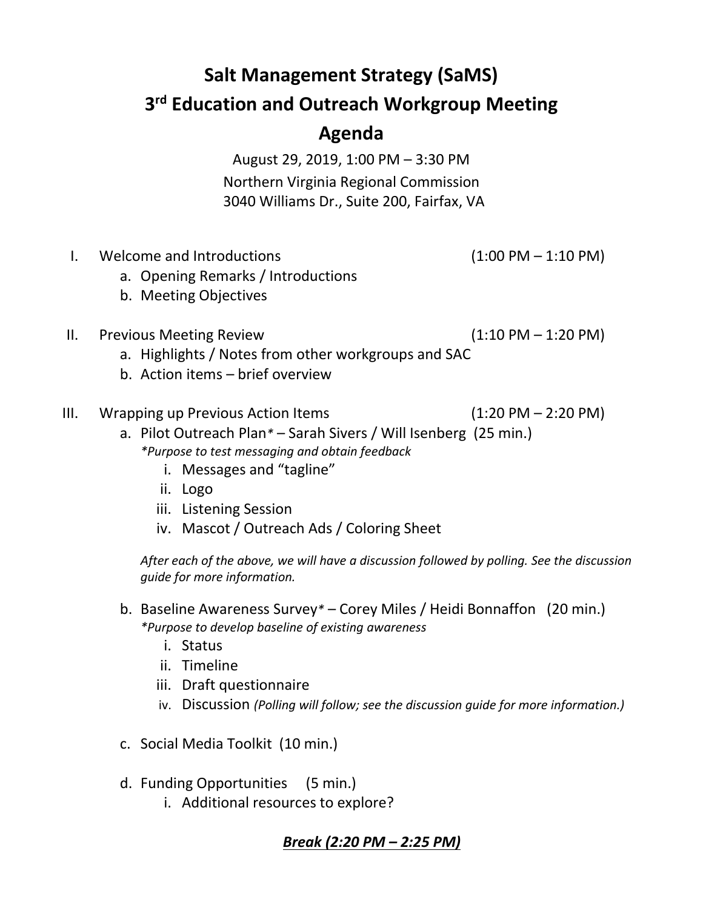# Salt Management Strategy (SaMS)

# 3rd Education and Outreach Workgroup Meeting

# Agenda

August 29, 2019, 1:00 PM – 3:30 PM
Northern Virginia Regional Commission
3040 Williams Dr., Suite 200, Fairfax, VA

I. Welcome and Introductions (1:00 PM – 1:10 PM)
   a. Opening Remarks / Introductions
   b. Meeting Objectives

II. Previous Meeting Review (1:10 PM – 1:20 PM)
   a. Highlights / Notes from other workgroups and SAC
   b. Action items – brief overview

III. Wrapping up Previous Action Items (1:20 PM – 2:20 PM)
   a. Pilot Outreach Plan* – Sarah Sivers / Will Isenberg (25 min.)
      *\*Purpose to test messaging and obtain feedback*
      i. Messages and "tagline"
      ii. Logo
      iii. Listening Session
      iv. Mascot / Outreach Ads / Coloring Sheet

      *After each of the above, we will have a discussion followed by polling. See the discussion guide for more information.*

   b. Baseline Awareness Survey* – Corey Miles / Heidi Bonnaffon (20 min.)
      *\*Purpose to develop baseline of existing awareness*
      i. Status
      ii. Timeline
      iii. Draft questionnaire
      iv. Discussion *(Polling will follow; see the discussion guide for more information.)*

   c. Social Media Toolkit (10 min.)

   d. Funding Opportunities (5 min.)
      i. Additional resources to explore?

***<u>Break (2:20 PM – 2:25 PM)</u>***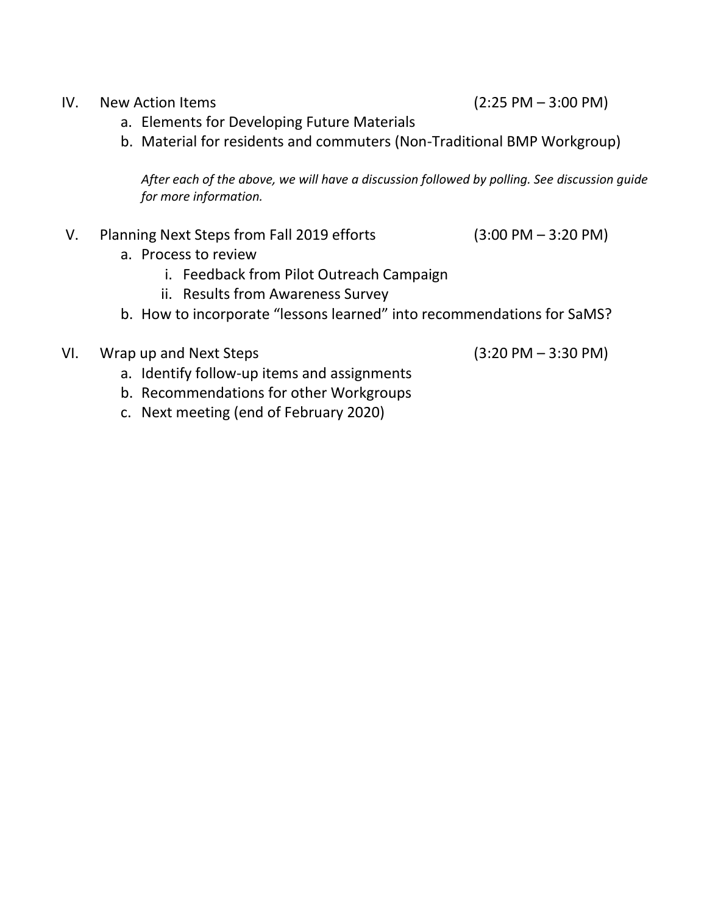IV. New Action Items (2:25 PM – 3:00 PM)

   a. Elements for Developing Future Materials
   b. Material for residents and commuters (Non-Traditional BMP Workgroup)

   *After each of the above, we will have a discussion followed by polling. See discussion guide for more information.*

V. Planning Next Steps from Fall 2019 efforts (3:00 PM – 3:20 PM)

   a. Process to review
      i. Feedback from Pilot Outreach Campaign
      ii. Results from Awareness Survey
   b. How to incorporate "lessons learned" into recommendations for SaMS?

VI. Wrap up and Next Steps (3:20 PM – 3:30 PM)

   a. Identify follow-up items and assignments
   b. Recommendations for other Workgroups
   c. Next meeting (end of February 2020)